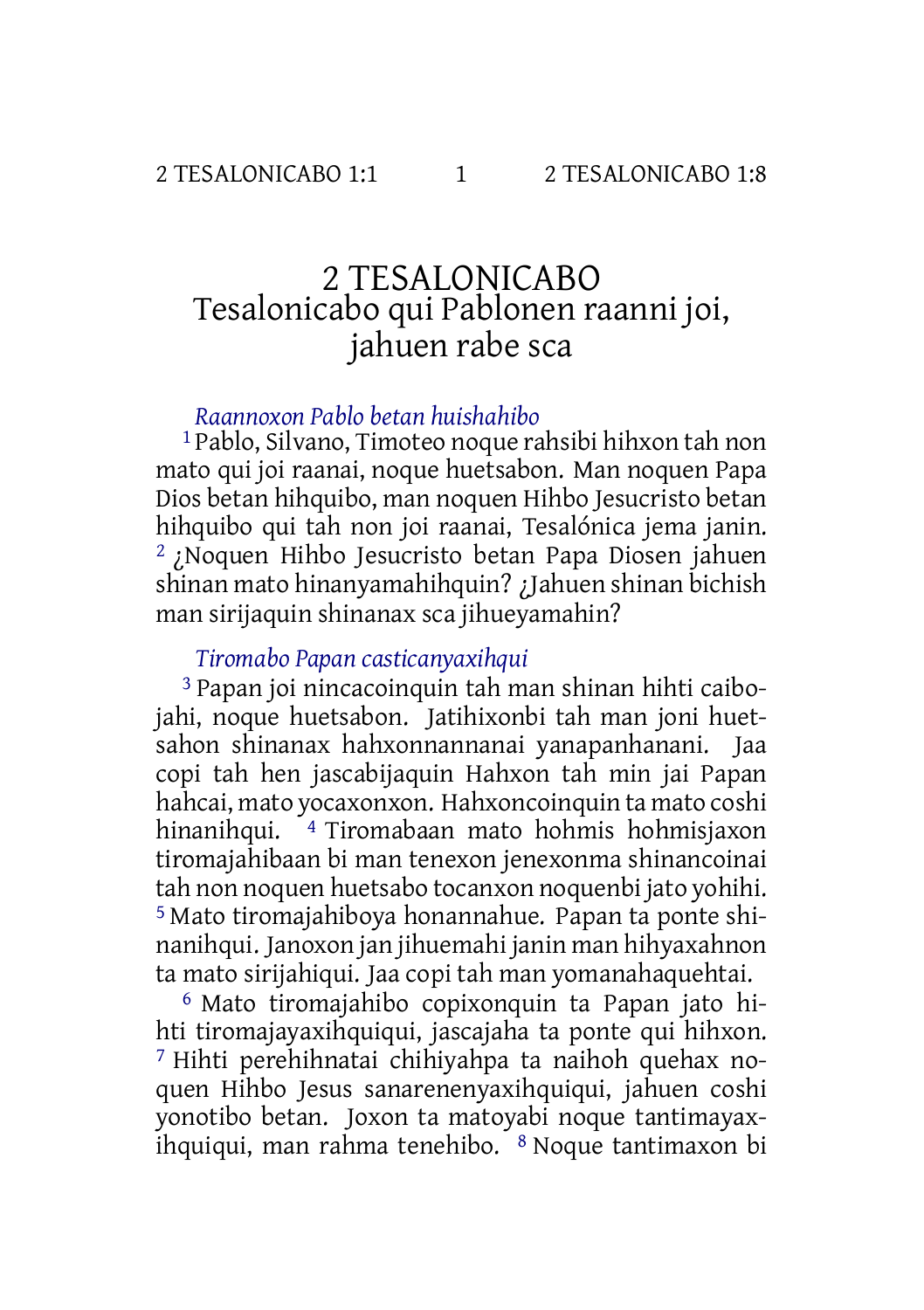# 2 TESALONICABO
## Tesalonicabo qui Pablonen raanni joi, jahuen rabe sca

### *Raannoxon Pablo betan huishahibo*

[1] Pablo, Silvano, Timoteo noque rahsibi hihxon tah non mato qui joi raanai, noque huetsabon. Man noquen Papa Dios betan hihquibo, man noquen Hihbo Jesucristo betan hihquibo qui tah non joi raanai, Tesalónica jema janin. [2] ¿Noquen Hihbo Jesucristo betan Papa Diosen jahuen shinan mato hinanyamahihquin? ¿Jahuen shinan bichish man sirijaquin shinanax sca jihueyamahin?

### *Tiromabo Papan casticanyaxihqui*

[3] Papan joi nincacoinquin tah man shinan hihti caibojahi, noque huetsabon. Jatihixonbi tah man joni huetsahon shinanax hahxonnannanai yanapanhanani. Jaa copi tah hen jascabijaquin Hahxon tah min jai Papan hahcai, mato yocaxonxon. Hahxoncoinquin ta mato coshi hinanihqui. [4] Tiromabaan mato hohmis hohmisjaxon tiromajahibaan bi man tenexon jenexonma shinancoinai tah non noquen huetsabo tocanxon noquenbi jato yohihi. [5] Mato tiromajahiboya honannahue. Papan ta ponte shinanihqui. Janoxon jan jihuemahi janin man hihyaxahnon ta mato sirijahiqui. Jaa copi tah man yomanahaquehtai.

[6] Mato tiromajahibo copixonquin ta Papan jato hihti tiromajayaxihquiqui, jascajaha ta ponte qui hihxon. [7] Hihti perehihnatai chihiyahpa ta naihoh quehax noquen Hihbo Jesus sanarenenyaxihquiqui, jahuen coshi yonotibo betan. Joxon ta matoyabi noque tantimayaxihquiqui, man rahma tenehibo. [8] Noque tantimaxon bi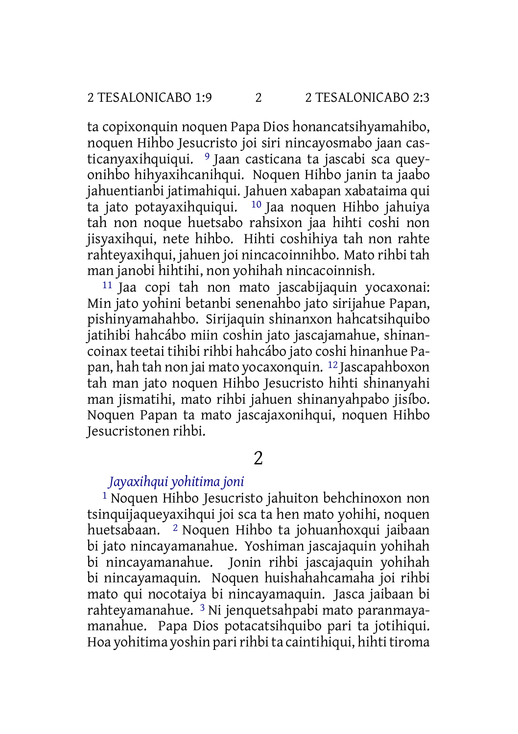ta copixonquin noquen Papa Dios honancatsihyamahibo, noquen Hihbo Jesucristo joi siri nincayosmabo jaan casticanyaxihquiqui. [9] Jaan casticana ta jascabi sca queyonihbo hihyaxihcanihqui. Noquen Hihbo janin ta jaabo jahuentianbi jatimahiqui. Jahuen xabapan xabataima qui ta jato potayaxihquiqui. [10] Jaa noquen Hihbo jahuiya tah non noque huetsabo rahsixon jaa hihti coshi non jisyaxihqui, nete hihbo. Hihti coshihiya tah non rahte rahteyaxihqui, jahuen joi nincacoinnihbo. Mato rihbi tah man janobi hihtihi, non yohihah nincacoinnish.

[11] Jaa copi tah non mato jascabijaquin yocaxonai: Min jato yohini betanbi senenahbo jato sirijahue Papan, pishinyamahahbo. Sirijaquin shinanxon hahcatsihquibo jatihibi hahcábo miin coshin jato jascajamahue, shinancoinax teetai tihibi rihbi hahcábo jato coshi hinanhue Papan, hah tah non jai mato yocaxonquin. [12] Jascapahboxon tah man jato noquen Hihbo Jesucristo hihti shinanyahi man jismatihi, mato rihbi jahuen shinanyahpabo jisíbo. Noquen Papan ta mato jascajaxonihqui, noquen Hihbo Jesucristonen rihbi.

# 2

### *Jayaxihqui yohitima joni*

[1] Noquen Hihbo Jesucristo jahuiton behchinoxon non tsinquijaqueyaxihqui joi sca ta hen mato yohihi, noquen huetsabaan. [2] Noquen Hihbo ta johuanhoxqui jaibaan bi jato nincayamanahue. Yoshiman jascajaquin yohihah bi nincayamanahue. Jonin rihbi jascajaquin yohihah bi nincayamaquin. Noquen huishahahcamaha joi rihbi mato qui nocotaiya bi nincayamaquin. Jasca jaibaan bi rahteyamanahue. [3] Ni jenquetsahpabi mato paranmayamanahue. Papa Dios potacatsihquibo pari ta jotihiqui. Hoa yohitima yoshin pari rihbi ta caintihiqui, hihti tiroma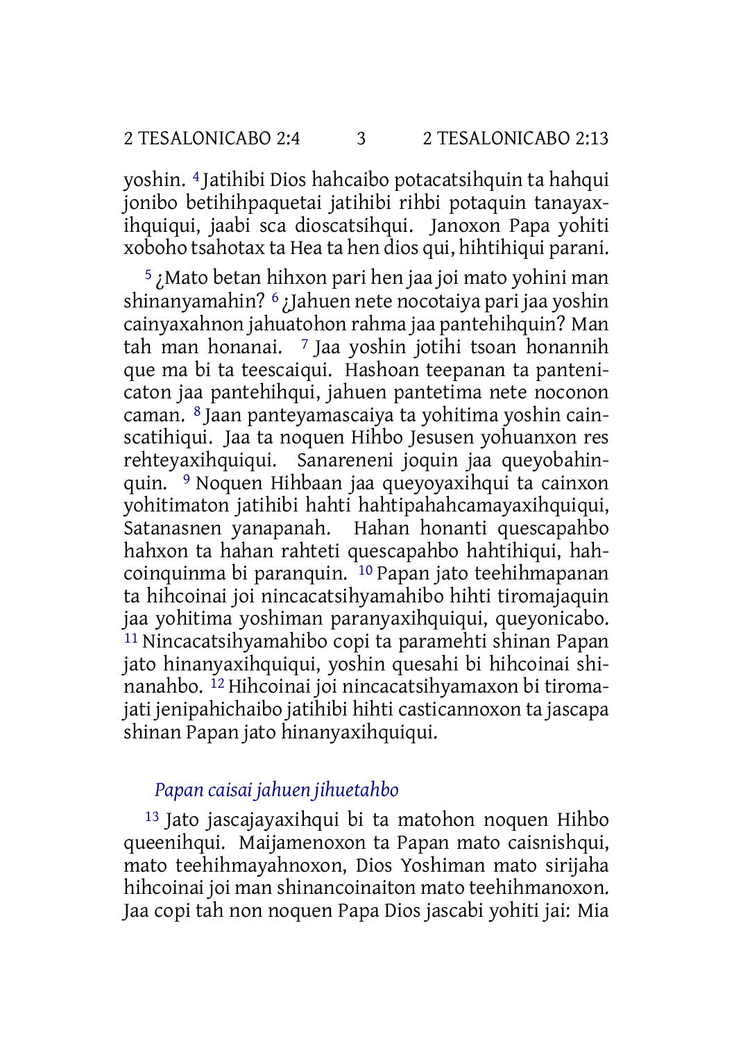yoshin. [4] Jatihibi Dios hahcaibo potacatsihquin ta hahqui jonibo betihihpaquetai jatihibi rihbi potaquin tanayaxihquiqui, jaabi sca dioscatsihqui. Janoxon Papa yohiti xoboho tsahotax ta Hea ta hen dios qui, hihtihiqui parani.

[5] ¿Mato betan hihxon pari hen jaa joi mato yohini man shinanyamahin? [6] ¿Jahuen nete nocotaiya pari jaa yoshin cainyaxahnon jahuatohon rahma jaa pantehihquin? Man tah man honanai. [7] Jaa yoshin jotihi tsoan honannih que ma bi ta teescaiqui. Hashoan teepanan ta pantenicaton jaa pantehihqui, jahuen pantetima nete noconon caman. [8] Jaan panteyamascaiya ta yohitima yoshin cainscatihiqui. Jaa ta noquen Hihbo Jesusen yohuanxon res rehteyaxihquiqui. Sanareneni joquin jaa queyobahinquin. [9] Noquen Hihbaan jaa queyoyaxihqui ta cainxon yohitimaton jatihibi hahti hahtipahahcamayaxihquiqui, Satanasnen yanapanah. Hahan honanti quescapahbo hahxon ta hahan rahteti quescapahbo hahtihiqui, hahcoinquinma bi paranquin. [10] Papan jato teehihmapanan ta hihcoinai joi nincacatsihyamahibo hihti tiromajaquin jaa yohitima yoshiman paranyaxihquiqui, queyonicabo. [11] Nincacatsihyamahibo copi ta paramehti shinan Papan jato hinanyaxihquiqui, yoshin quesahi bi hihcoinai shinanahbo. [12] Hihcoinai joi nincacatsihyamaxon bi tiromajati jenipahichaibo jatihibi hihti casticannoxon ta jascapa shinan Papan jato hinanyaxihquiqui.

### *Papan caisai jahuen jihuetahbo*

[13] Jato jascajayaxihqui bi ta matohon noquen Hihbo queenihqui. Maijamenoxon ta Papan mato caisnishqui, mato teehihmayahnoxon, Dios Yoshiman mato sirijaha hihcoinai joi man shinancoinaiton mato teehihmanoxon. Jaa copi tah non noquen Papa Dios jascabi yohiti jai: Mia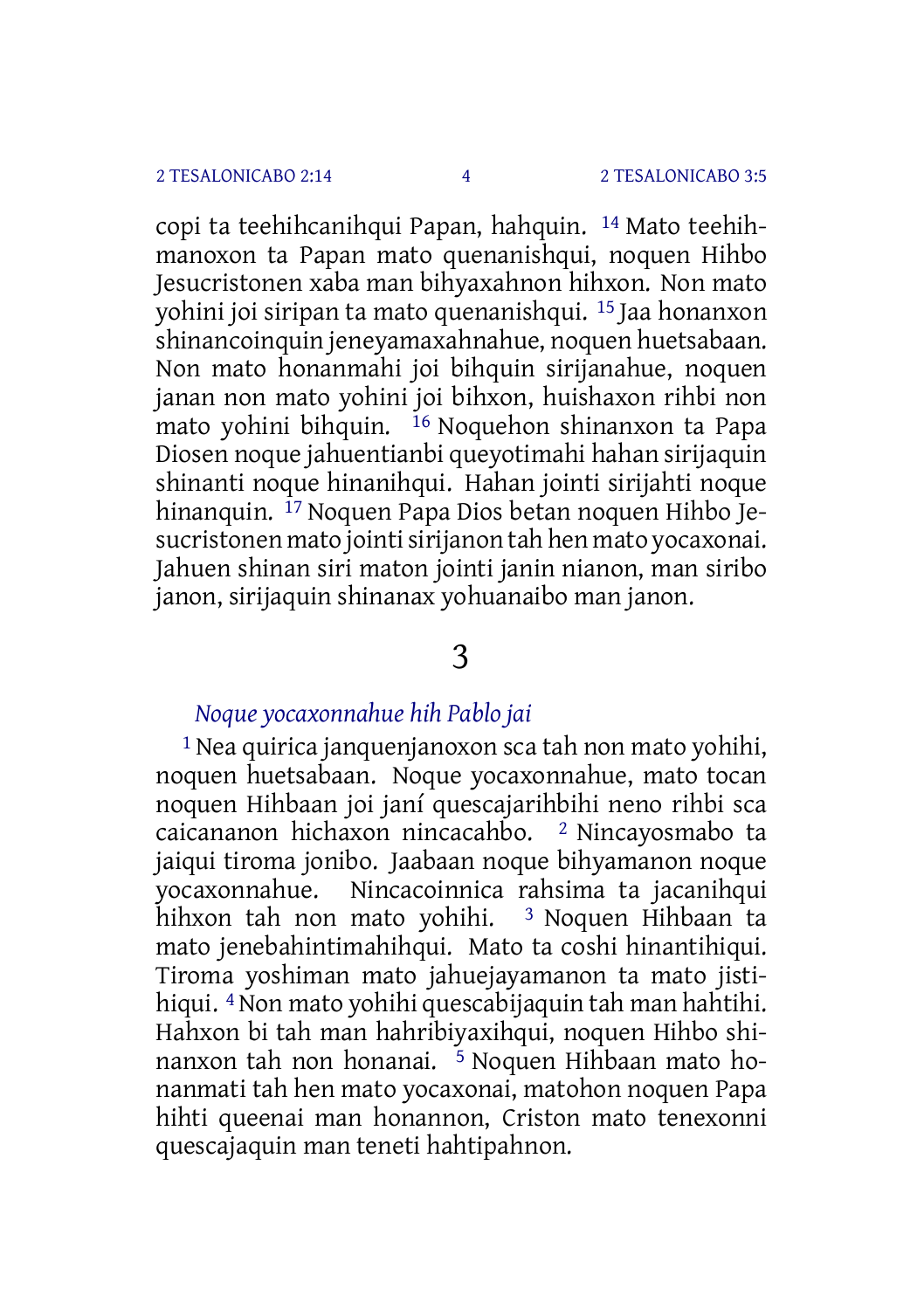copi ta teehihcanihqui Papan, hahquin. [14] Mato teehihmanoxon ta Papan mato quenanishqui, noquen Hihbo Jesucristonen xaba man bihyaxahnon hihxon. Non mato yohini joi siripan ta mato quenanishqui. [15] Jaa honanxon shinancoinquin jeneyamaxahnahue, noquen huetsabaan. Non mato honanmahi joi bihquin sirijanahue, noquen janan non mato yohini joi bihxon, huishaxon rihbi non mato yohini bihquin. [16] Noquehon shinanxon ta Papa Diosen noque jahuentianbi queyotimahi hahan sirijaquin shinanti noque hinanihqui. Hahan jointi sirijahti noque hinanquin. [17] Noquen Papa Dios betan noquen Hihbo Jesucristonen mato jointi sirijanon tah hen mato yocaxonai. Jahuen shinan siri maton jointi janin nianon, man siribo janon, sirijaquin shinanax yohuanaibo man janon.

# 3

### *Noque yocaxonnahue hih Pablo jai*

[1] Nea quirica janquenjanoxon sca tah non mato yohihi, noquen huetsabaan. Noque yocaxonnahue, mato tocan noquen Hihbaan joi janí quescajarihbihi neno rihbi sca caicananon hichaxon nincacahbo. [2] Nincayosmabo ta jaiqui tiroma jonibo. Jaabaan noque bihyamanon noque yocaxonnahue. Nincacoinnica rahsima ta jacanihqui hihxon tah non mato yohihi. [3] Noquen Hihbaan ta mato jenebahintimahihqui. Mato ta coshi hinantihiqui. Tiroma yoshiman mato jahuejayamanon ta mato jistihiqui. [4] Non mato yohihi quescabijaquin tah man hahtihi. Hahxon bi tah man hahribiyaxihqui, noquen Hihbo shinanxon tah non honanai. [5] Noquen Hihbaan mato honanmati tah hen mato yocaxonai, matohon noquen Papa hihti queenai man honannon, Criston mato tenexonni quescajaquin man teneti hahtipahnon.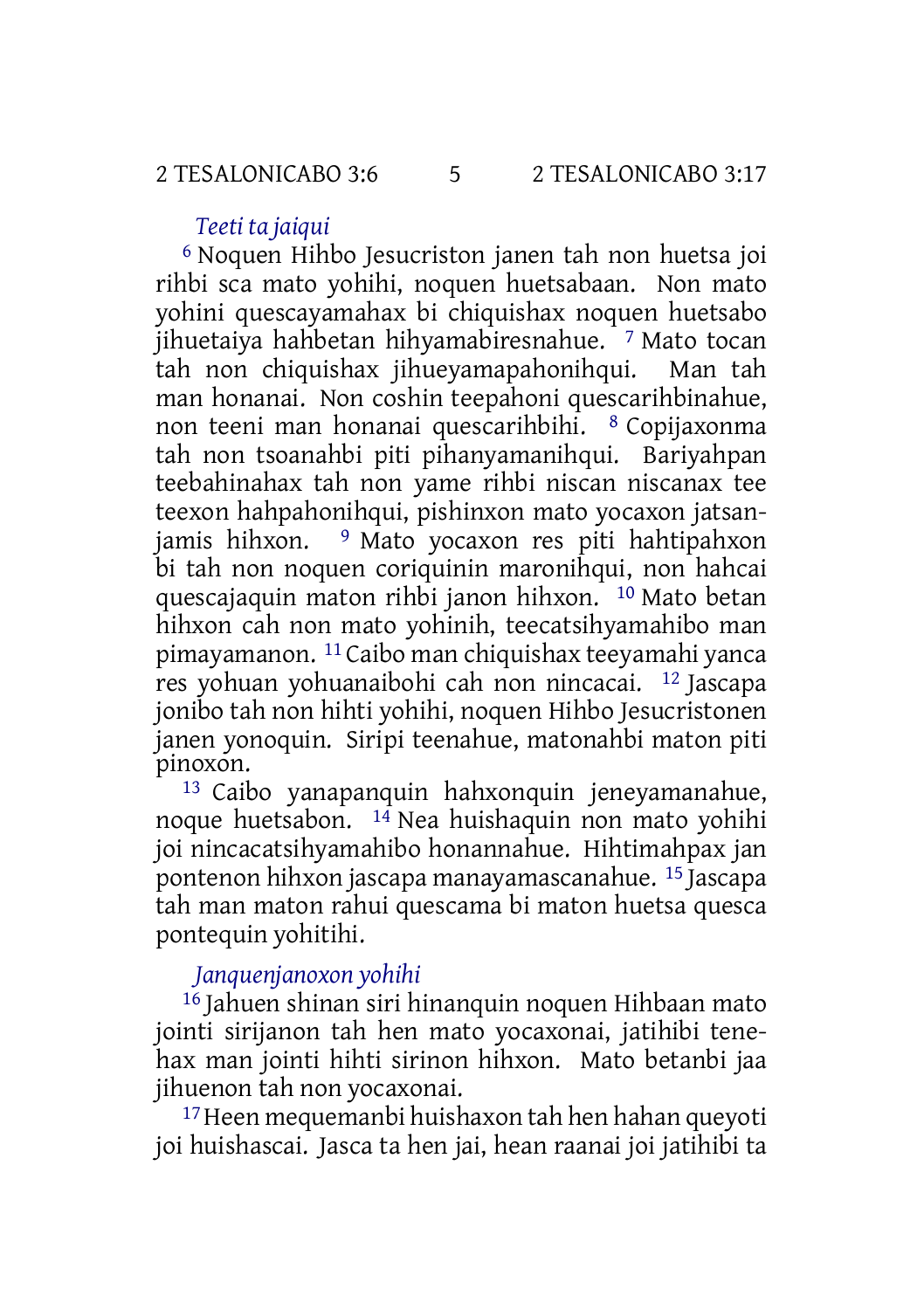*Teeti ta jaiqui*

[6] Noquen Hihbo Jesucriston janen tah non huetsa joi rihbi sca mato yohihi, noquen huetsabaan. Non mato yohini quescayamahax bi chiquishax noquen huetsabo jihuetaiya hahbetan hihyamabiresnahue. [7] Mato tocan tah non chiquishax jihueyamapahonihqui. Man tah man honanai. Non coshin teepahoni quescarihbinahue, non teeni man honanai quescarihbihi. [8] Copijaxonma tah non tsoanahbi piti pihanyamanihqui. Bariyahpan teebahinahax tah non yame rihbi niscan niscanax tee teexon hahpahonihqui, pishinxon mato yocaxon jatsanjamis hihxon. [9] Mato yocaxon res piti hahtipahxon bi tah non noquen coriquinin maronihqui, non hahcai quescajaquin maton rihbi janon hihxon. [10] Mato betan hihxon cah non mato yohinih, teecatsihyamahibo man pimayamanon. [11] Caibo man chiquishax teeyamahi yanca res yohuan yohuanaibohi cah non nincacai. [12] Jascapa jonibo tah non hihti yohihi, noquen Hihbo Jesucristonen janen yonoquin. Siripi teenahue, matonahbi maton piti pinoxon.

[13] Caibo yanapanquin hahxonquin jeneyamanahue, noque huetsabon. [14] Nea huishaquin non mato yohihi joi nincacatsihyamahibo honannahue. Hihtimahpax jan pontenon hihxon jascapa manayamascanahue. [15] Jascapa tah man maton rahui quescama bi maton huetsa quesca pontequin yohitihi.

*Janquenjanoxon yohihi*

[16] Jahuen shinan siri hinanquin noquen Hihbaan mato jointi sirijanon tah hen mato yocaxonai, jatihibi tenehax man jointi hihti sirinon hihxon. Mato betanbi jaa jihuenon tah non yocaxonai.

[17] Heen mequemanbi huishaxon tah hen hahan queyoti joi huishascai. Jasca ta hen jai, hean raanai joi jatihibi ta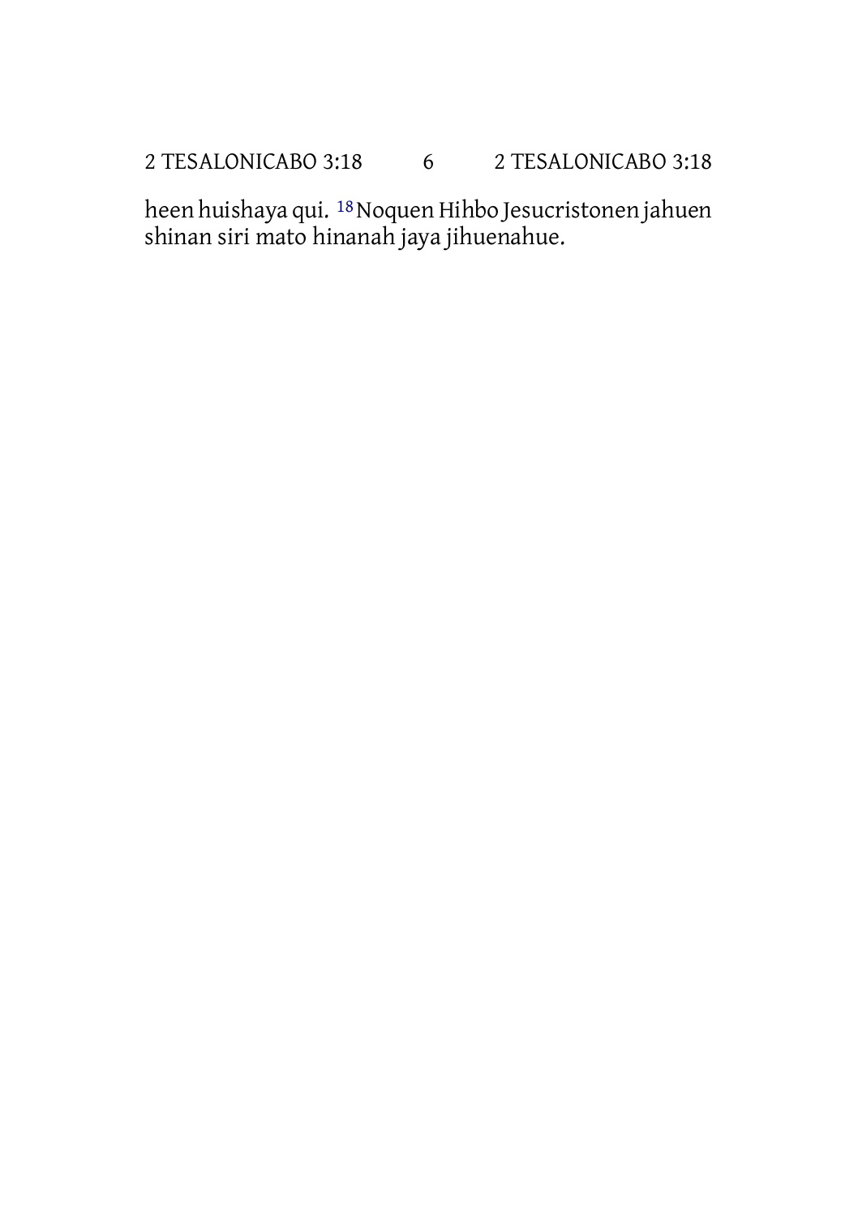heen huishaya qui. [18] Noquen Hihbo Jesucristonen jahuen shinan siri mato hinanah jaya jihuenahue.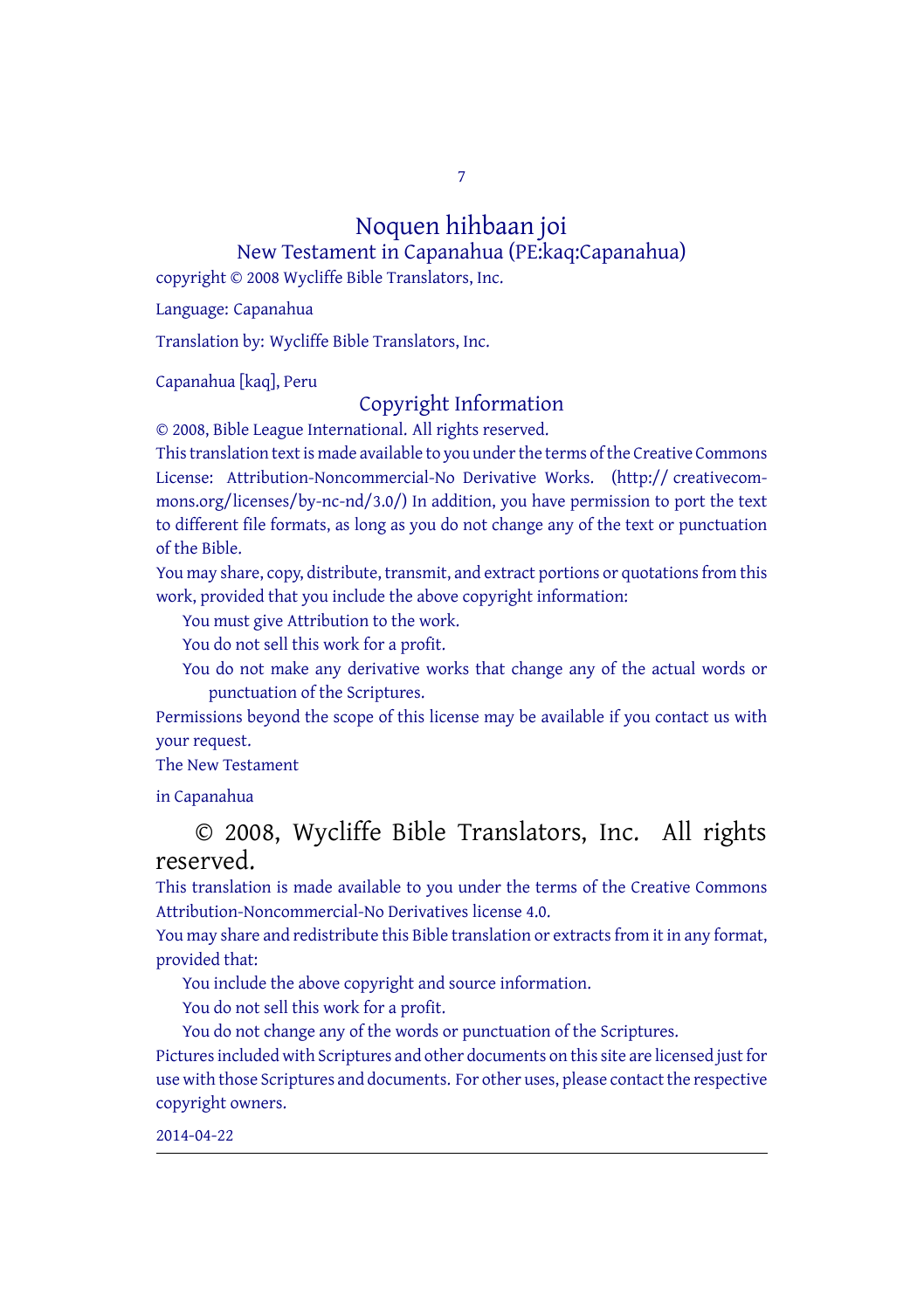# Noquen hihbaan joi

## New Testament in Capanahua (PE:kaq:Capanahua)

copyright © 2008 Wycliffe Bible Translators, Inc.

Language: Capanahua

Translation by: Wycliffe Bible Translators, Inc.

Capanahua [kaq], Peru

## Copyright Information

© 2008, Bible League International. All rights reserved.

This translation text is made available to you under the terms of the Creative Commons License: Attribution-Noncommercial-No Derivative Works. (http:// creativecommons.org/licenses/by-nc-nd/3.0/) In addition, you have permission to port the text to different file formats, as long as you do not change any of the text or punctuation of the Bible.

You may share, copy, distribute, transmit, and extract portions or quotations from this work, provided that you include the above copyright information:

You must give Attribution to the work.

You do not sell this work for a profit.

You do not make any derivative works that change any of the actual words or punctuation of the Scriptures.

Permissions beyond the scope of this license may be available if you contact us with your request.

The New Testament

in Capanahua

© 2008, Wycliffe Bible Translators, Inc. All rights reserved.

This translation is made available to you under the terms of the Creative Commons Attribution-Noncommercial-No Derivatives license 4.0.

You may share and redistribute this Bible translation or extracts from it in any format, provided that:

You include the above copyright and source information.

You do not sell this work for a profit.

You do not change any of the words or punctuation of the Scriptures.

Pictures included with Scriptures and other documents on this site are licensed just for use with those Scriptures and documents. For other uses, please contact the respective copyright owners.

2014-04-22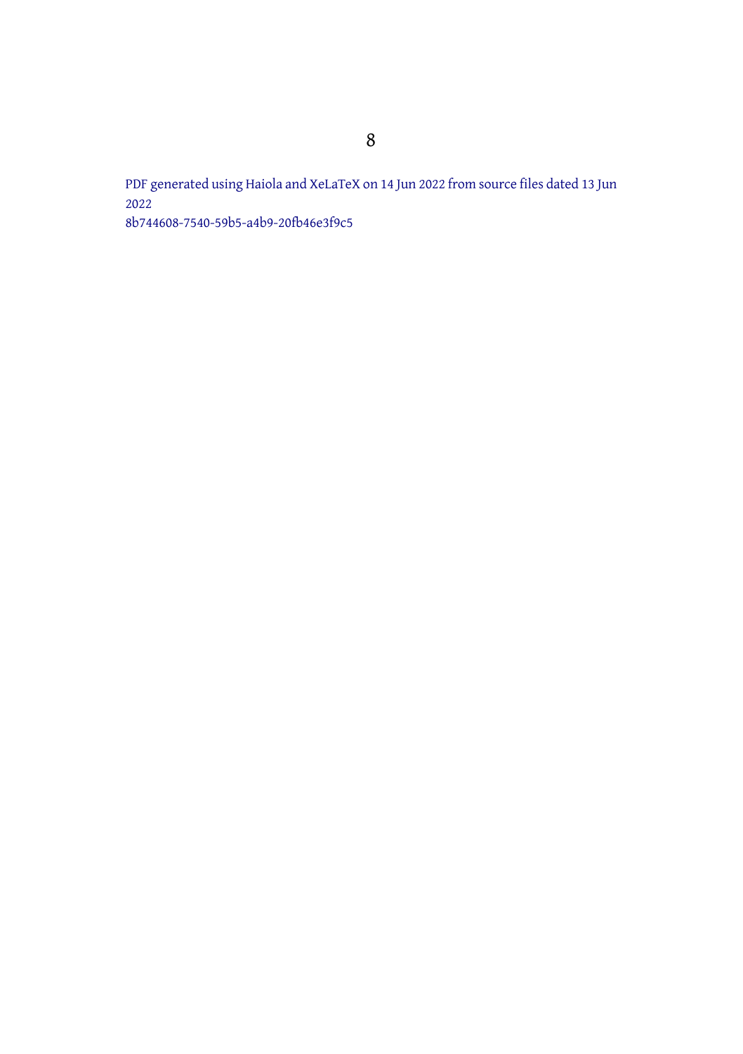PDF generated using Haiola and XeLaTeX on 14 Jun 2022 from source files dated 13 Jun 2022
8b744608-7540-59b5-a4b9-20fb46e3f9c5